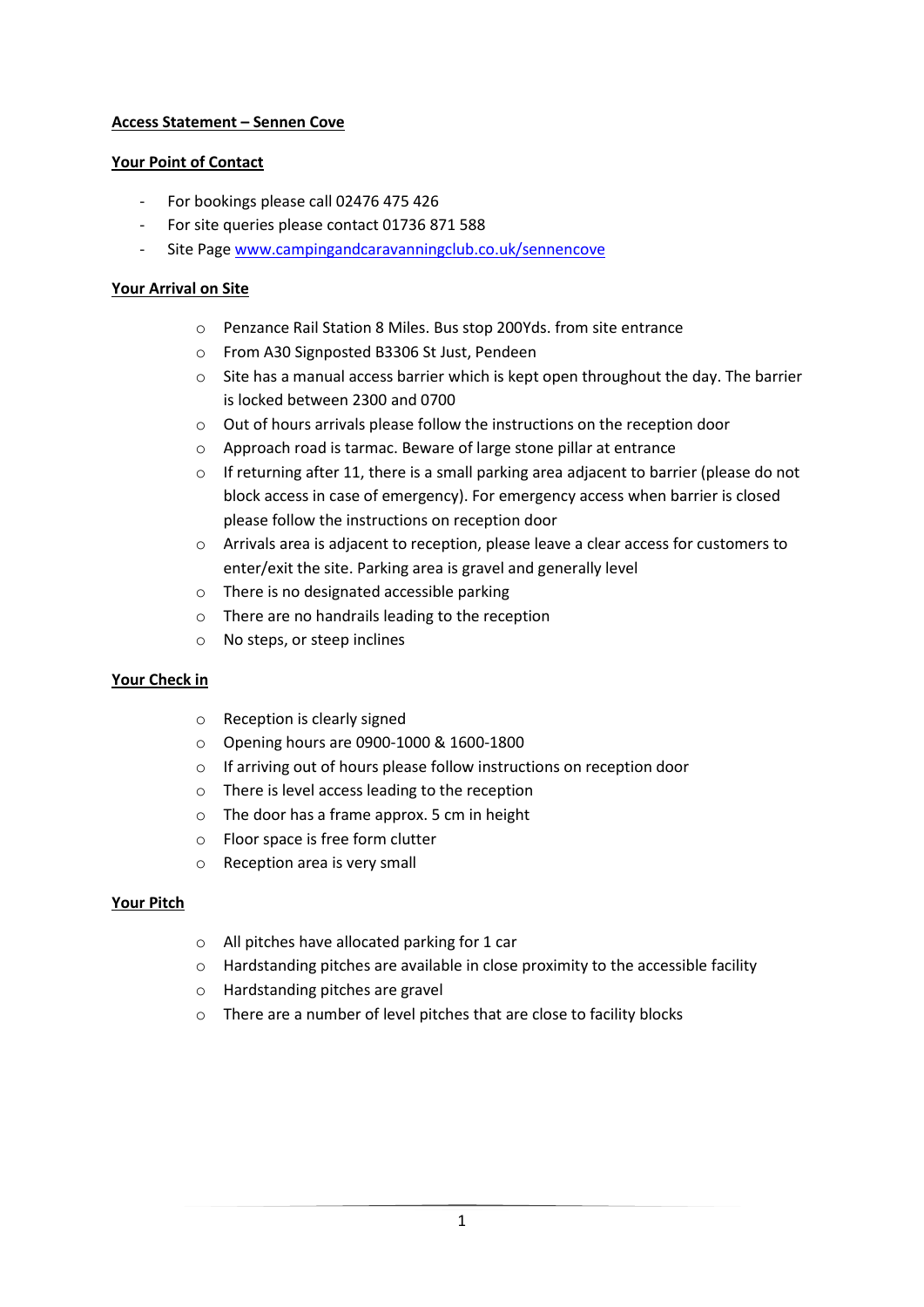**Access Statement – Sennen Cove**

**Your Point of Contact**

- For bookings please call 02476 475 426
- For site queries please contact 01736 871 588
- Site Page [www.campingandcaravanningclub.co.uk/sennencove](http://www.campingandcaravanningclub.co.uk/sennencove)

**Your Arrival on Site**

- Penzance Rail Station 8 Miles. Bus stop 200Yds. from site entrance
- From A30 Signposted B3306 St Just, Pendeen
- Site has a manual access barrier which is kept open throughout the day. The barrier is locked between 2300 and 0700
- Out of hours arrivals please follow the instructions on the reception door
- Approach road is tarmac. Beware of large stone pillar at entrance
- If returning after 11, there is a small parking area adjacent to barrier (please do not block access in case of emergency). For emergency access when barrier is closed please follow the instructions on reception door
- Arrivals area is adjacent to reception, please leave a clear access for customers to enter/exit the site. Parking area is gravel and generally level
- There is no designated accessible parking
- There are no handrails leading to the reception
- No steps, or steep inclines

**Your Check in**

- Reception is clearly signed
- Opening hours are 0900-1000 & 1600-1800
- If arriving out of hours please follow instructions on reception door
- There is level access leading to the reception
- The door has a frame approx. 5 cm in height
- Floor space is free form clutter
- Reception area is very small

**Your Pitch**

- All pitches have allocated parking for 1 car
- Hardstanding pitches are available in close proximity to the accessible facility
- Hardstanding pitches are gravel
- There are a number of level pitches that are close to facility blocks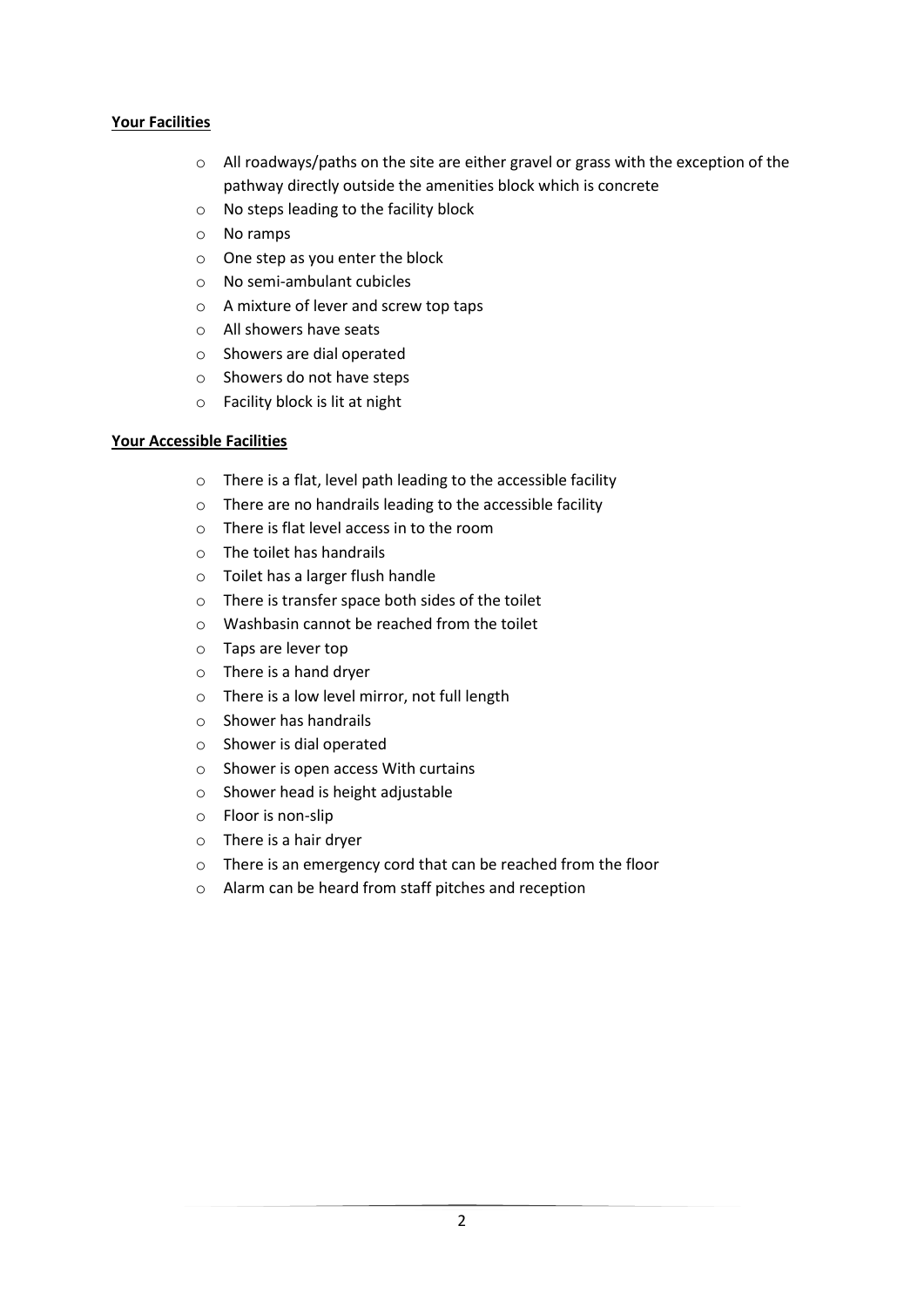**Your Facilities**

- All roadways/paths on the site are either gravel or grass with the exception of the pathway directly outside the amenities block which is concrete
- No steps leading to the facility block
- No ramps
- One step as you enter the block
- No semi-ambulant cubicles
- A mixture of lever and screw top taps
- All showers have seats
- Showers are dial operated
- Showers do not have steps
- Facility block is lit at night

**Your Accessible Facilities**

- There is a flat, level path leading to the accessible facility
- There are no handrails leading to the accessible facility
- There is flat level access in to the room
- The toilet has handrails
- Toilet has a larger flush handle
- There is transfer space both sides of the toilet
- Washbasin cannot be reached from the toilet
- Taps are lever top
- There is a hand dryer
- There is a low level mirror, not full length
- Shower has handrails
- Shower is dial operated
- Shower is open access With curtains
- Shower head is height adjustable
- Floor is non-slip
- There is a hair dryer
- There is an emergency cord that can be reached from the floor
- Alarm can be heard from staff pitches and reception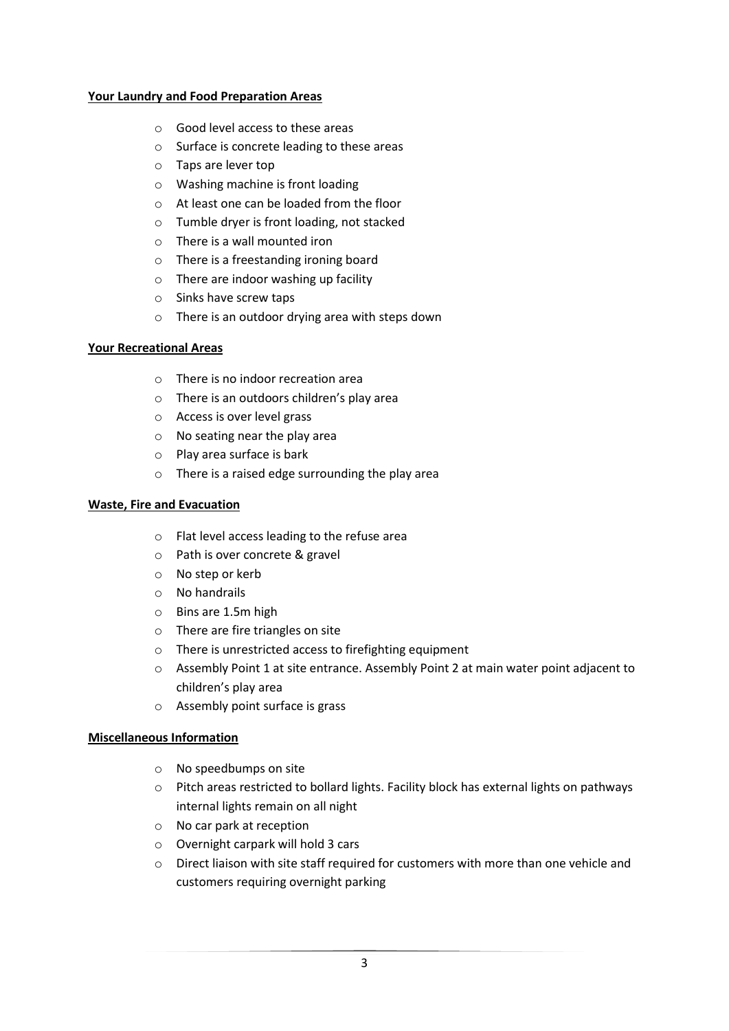**Your Laundry and Food Preparation Areas**

- Good level access to these areas
- Surface is concrete leading to these areas
- Taps are lever top
- Washing machine is front loading
- At least one can be loaded from the floor
- Tumble dryer is front loading, not stacked
- There is a wall mounted iron
- There is a freestanding ironing board
- There are indoor washing up facility
- Sinks have screw taps
- There is an outdoor drying area with steps down

**Your Recreational Areas**

- There is no indoor recreation area
- There is an outdoors children's play area
- Access is over level grass
- No seating near the play area
- Play area surface is bark
- There is a raised edge surrounding the play area

**Waste, Fire and Evacuation**

- Flat level access leading to the refuse area
- Path is over concrete & gravel
- No step or kerb
- No handrails
- Bins are 1.5m high
- There are fire triangles on site
- There is unrestricted access to firefighting equipment
- Assembly Point 1 at site entrance. Assembly Point 2 at main water point adjacent to children's play area
- Assembly point surface is grass

**Miscellaneous Information**

- No speedbumps on site
- Pitch areas restricted to bollard lights. Facility block has external lights on pathways internal lights remain on all night
- No car park at reception
- Overnight carpark will hold 3 cars
- Direct liaison with site staff required for customers with more than one vehicle and customers requiring overnight parking